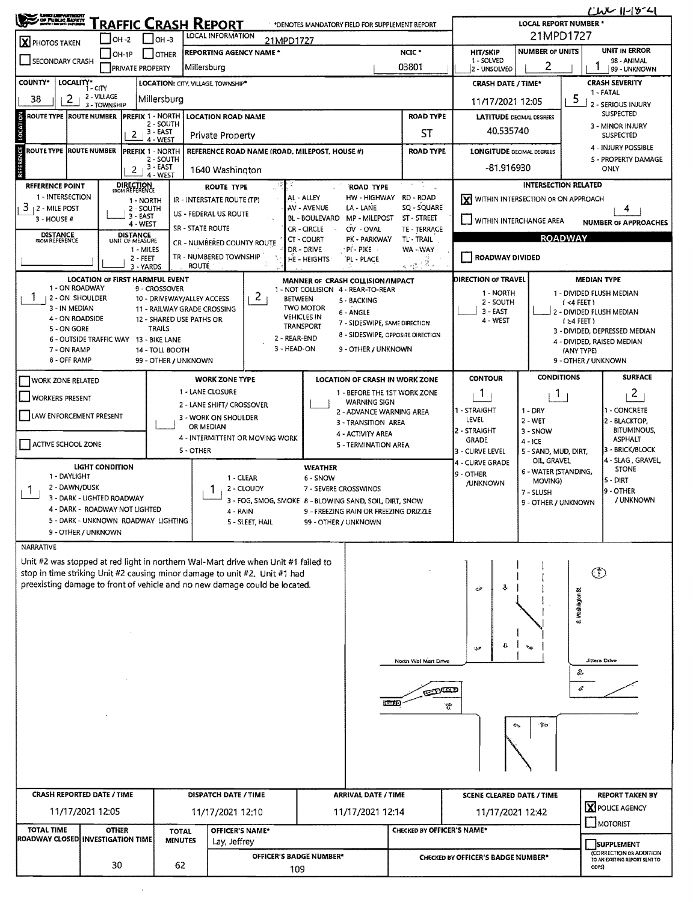CW 11-18-21

# TRAFFIC CRASH REPORT

*DENOTES MANDATORY FIELD FOR SUPPLEMENT REPORT

| | |
|---|---|
| [X] PHOTOS TAKEN | [ ] OH-2 [ ] OH-3 [ ] OH-1P [ ] OTHER [ ] PRIVATE PROPERTY |
| [ ] SECONDARY CRASH | |
| LOCAL INFORMATION | 21MPD1727 |
| REPORTING AGENCY NAME* | Millersburg |
| NCIC* | 03801 |
| LOCAL REPORT NUMBER* | 21MPD1727 |
| HIT/SKIP (1 - SOLVED, 2 - UNSOLVED) | |
| NUMBER OF UNITS | 2 |
| UNIT IN ERROR (98 - ANIMAL, 99 - UNKNOWN) | 1 |

| COUNTY* | LOCALITY* (1 - CITY, 2 - VILLAGE, 3 - TOWNSHIP) | LOCATION: CITY, VILLAGE, TOWNSHIP* | CRASH DATE / TIME* | CRASH SEVERITY |
|---|---|---|---|---|
| 38 | 2 | Millersburg | 11/17/2021 12:05 | 5 |

CRASH SEVERITY: 1 - FATAL, 2 - SERIOUS INJURY SUSPECTED, 3 - MINOR INJURY SUSPECTED, 4 - INJURY POSSIBLE, 5 - PROPERTY DAMAGE ONLY

## LOCATION

| ROUTE TYPE | ROUTE NUMBER | PREFIX (1 - NORTH, 2 - SOUTH, 3 - EAST, 4 - WEST) | LOCATION ROAD NAME | ROAD TYPE | LATITUDE DECIMAL DEGREES |
|---|---|---|---|---|---|
| | | 2 | Private Property | ST | 40.535740 |

## REFERENCE

| ROUTE TYPE | ROUTE NUMBER | PREFIX | REFERENCE ROAD NAME (ROAD, MILEPOST, HOUSE #) | ROAD TYPE | LONGITUDE DECIMAL DEGREES |
|---|---|---|---|---|---|
| | | 2 | 1640 Washington | | -81.916930 |

| REFERENCE POINT | DIRECTION FROM REFERENCE | DISTANCE FROM REFERENCE | DISTANCE UNIT OF MEASURE |
|---|---|---|---|
| 3 | | | 2 |

REFERENCE POINT: 1 - INTERSECTION, 2 - MILE POST, 3 - HOUSE #
DIRECTION FROM REFERENCE: 1 - NORTH, 2 - SOUTH, 3 - EAST, 4 - WEST
DISTANCE UNIT OF MEASURE: 1 - MILES, 2 - FEET, 3 - YARDS

ROUTE TYPE: IR - INTERSTATE ROUTE (TP), US - FEDERAL US ROUTE, SR - STATE ROUTE, CR - NUMBERED COUNTY ROUTE, TR - NUMBERED TOWNSHIP ROUTE

ROAD TYPE: AL - ALLEY, AV - AVENUE, BL - BOULEVARD, CR - CIRCLE, CT - COURT, DR - DRIVE, HE - HEIGHTS, HW - HIGHWAY, LA - LANE, MP - MILEPOST, OV - OVAL, PK - PARKWAY, PI - PIKE, PL - PLACE, RD - ROAD, SQ - SQUARE, ST - STREET, TE - TERRACE, TL - TRAIL, WA - WAY

### INTERSECTION RELATED

[X] WITHIN INTERSECTION OR ON APPROACH — NUMBER OF APPROACHES: 4
[ ] WITHIN INTERCHANGE AREA

### ROADWAY

[ ] ROADWAY DIVIDED

| LOCATION OF FIRST HARMFUL EVENT | MANNER OF CRASH COLLISION/IMPACT | DIRECTION OF TRAVEL | MEDIAN TYPE |
|---|---|---|---|
| 1 | 2 | | |

LOCATION OF FIRST HARMFUL EVENT: 1 - ON ROADWAY, 2 - ON SHOULDER, 3 - IN MEDIAN, 4 - ON ROADSIDE, 5 - ON GORE, 6 - OUTSIDE TRAFFIC WAY, 7 - ON RAMP, 8 - OFF RAMP, 9 - CROSSOVER, 10 - DRIVEWAY/ALLEY ACCESS, 11 - RAILWAY GRADE CROSSING, 12 - SHARED USE PATHS OR TRAILS, 13 - BIKE LANE, 14 - TOLL BOOTH, 99 - OTHER / UNKNOWN

MANNER OF CRASH COLLISION/IMPACT: 1 - NOT COLLISION BETWEEN TWO MOTOR VEHICLES IN TRANSPORT, 2 - REAR-END, 3 - HEAD-ON, 4 - REAR-TO-REAR, 5 - BACKING, 6 - ANGLE, 7 - SIDESWIPE, SAME DIRECTION, 8 - SIDESWIPE, OPPOSITE DIRECTION, 9 - OTHER / UNKNOWN

DIRECTION OF TRAVEL: 1 - NORTH, 2 - SOUTH, 3 - EAST, 4 - WEST

MEDIAN TYPE: 1 - DIVIDED FLUSH MEDIAN (<4 FEET), 2 - DIVIDED FLUSH MEDIAN (≥4 FEET), 3 - DIVIDED, DEPRESSED MEDIAN, 4 - DIVIDED, RAISED MEDIAN (ANY TYPE), 9 - OTHER / UNKNOWN

[ ] WORK ZONE RELATED
[ ] WORKERS PRESENT
[ ] LAW ENFORCEMENT PRESENT
[ ] ACTIVE SCHOOL ZONE

WORK ZONE TYPE: 1 - LANE CLOSURE, 2 - LANE SHIFT/ CROSSOVER, 3 - WORK ON SHOULDER OR MEDIAN, 4 - INTERMITTENT OR MOVING WORK, 5 - OTHER

LOCATION OF CRASH IN WORK ZONE: 1 - BEFORE THE 1ST WORK ZONE WARNING SIGN, 2 - ADVANCE WARNING AREA, 3 - TRANSITION AREA, 4 - ACTIVITY AREA, 5 - TERMINATION AREA

| CONTOUR | CONDITIONS | SURFACE |
|---|---|---|
| 1 | 1 | 2 |

CONTOUR: 1 - STRAIGHT LEVEL, 2 - STRAIGHT GRADE, 3 - CURVE LEVEL, 4 - CURVE GRADE, 9 - OTHER /UNKNOWN

CONDITIONS: 1 - DRY, 2 - WET, 3 - SNOW, 4 - ICE, 5 - SAND, MUD, DIRT, OIL, GRAVEL, 6 - WATER (STANDING, MOVING), 7 - SLUSH, 9 - OTHER / UNKNOWN

SURFACE: 1 - CONCRETE, 2 - BLACKTOP, BITUMINOUS, ASPHALT, 3 - BRICK/BLOCK, 4 - SLAG, GRAVEL, STONE, 5 - DIRT, 9 - OTHER / UNKNOWN

| LIGHT CONDITION | WEATHER |
|---|---|
| 1 | 1 |

LIGHT CONDITION: 1 - DAYLIGHT, 2 - DAWN/DUSK, 3 - DARK - LIGHTED ROADWAY, 4 - DARK - ROADWAY NOT LIGHTED, 5 - DARK - UNKNOWN ROADWAY LIGHTING, 9 - OTHER / UNKNOWN

WEATHER: 1 - CLEAR, 2 - CLOUDY, 3 - FOG, SMOG, SMOKE, 4 - RAIN, 5 - SLEET, HAIL, 6 - SNOW, 7 - SEVERE CROSSWINDS, 8 - BLOWING SAND, SOIL, DIRT, SNOW, 9 - FREEZING RAIN OR FREEZING DRIZZLE, 99 - OTHER / UNKNOWN

## NARRATIVE

Unit #2 was stopped at red light in northern Wal-Mart drive when Unit #1 failed to stop in time striking Unit #2 causing minor damage to unit #2. Unit #1 had preexisting damage to front of vehicle and no new damage could be located.

North Wal Mart Drive — S. Washington St. — Jitters Drive

| CRASH REPORTED DATE / TIME | DISPATCH DATE / TIME | ARRIVAL DATE / TIME | SCENE CLEARED DATE / TIME | REPORT TAKEN BY |
|---|---|---|---|---|
| 11/17/2021 12:05 | 11/17/2021 12:10 | 11/17/2021 12:14 | 11/17/2021 12:42 | [X] POLICE AGENCY [ ] MOTORIST |

| TOTAL TIME ROADWAY CLOSED | OTHER INVESTIGATION TIME | TOTAL MINUTES | OFFICER'S NAME* | CHECKED BY OFFICER'S NAME* |
|---|---|---|---|---|
| | 30 | 62 | Lay, Jeffrey | |

| OFFICER'S BADGE NUMBER* | CHECKED BY OFFICER'S BADGE NUMBER* |
|---|---|
| 109 | |

[ ] SUPPLEMENT (CORRECTION OR ADDITION TO AN EXISTING REPORT SENT TO ODPS)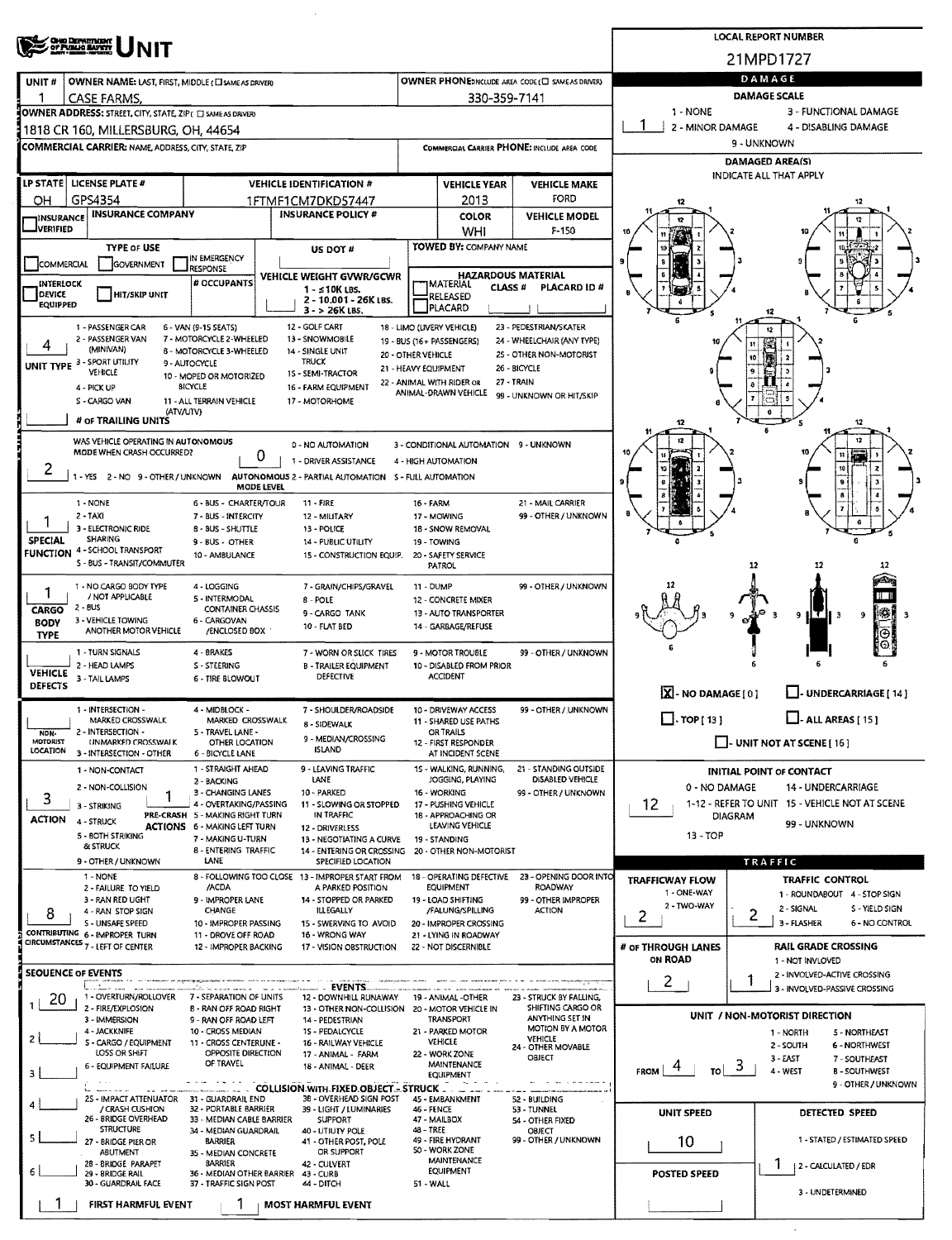# UNIT

**LOCAL REPORT NUMBER:** 21MPD1727

| UNIT # | OWNER NAME: LAST, FIRST, MIDDLE (☐ SAME AS DRIVER) | OWNER PHONE: INCLUDE AREA CODE (☐ SAME AS DRIVER) |
|---|---|---|
| 1 | CASE FARMS, | 330-359-7141 |

**OWNER ADDRESS:** STREET, CITY, STATE, ZIP (☐ SAME AS DRIVER)
1818 CR 160, MILLERSBURG, OH, 44654

**COMMERCIAL CARRIER:** NAME, ADDRESS, CITY, STATE, ZIP | **COMMERCIAL CARRIER PHONE:** INCLUDE AREA CODE

| LP STATE | LICENSE PLATE # | VEHICLE IDENTIFICATION # | VEHICLE YEAR | VEHICLE MAKE |
|---|---|---|---|---|
| OH | GPS4354 | 1FTMF1CM7DKD57447 | 2013 | FORD |

| INSURANCE VERIFIED | INSURANCE COMPANY | INSURANCE POLICY # | COLOR | VEHICLE MODEL |
|---|---|---|---|---|
| ☐ | | | WHI | F-150 |

**TYPE OF USE:** ☐ COMMERCIAL ☐ GOVERNMENT ☐ IN EMERGENCY RESPONSE
**US DOT #:**
**TOWED BY:** COMPANY NAME
☐ INTERLOCK DEVICE EQUIPPED ☐ HIT/SKIP UNIT
**# OCCUPANTS:**
**VEHICLE WEIGHT GVWR/GCWR:** 1 - ≤10K LBS. 2 - 10.001 - 26K LBS. 3 - > 26K LBS.
**HAZARDOUS MATERIAL:** ☐ MATERIAL RELEASED ☐ PLACARD | CLASS # | PLACARD ID #

**UNIT TYPE:** 4
1 - PASSENGER CAR, 2 - PASSENGER VAN (MINIVAN), 3 - SPORT UTILITY VEHICLE, 4 - PICK UP, 5 - CARGO VAN, 6 - VAN (9-15 SEATS), 7 - MOTORCYCLE 2-WHEELED, 8 - MOTORCYCLE 3-WHEELED, 9 - AUTOCYCLE, 10 - MOPED OR MOTORIZED BICYCLE, 11 - ALL TERRAIN VEHICLE (ATV/UTV), 12 - GOLF CART, 13 - SNOWMOBILE, 14 - SINGLE UNIT TRUCK, 15 - SEMI-TRACTOR, 16 - FARM EQUIPMENT, 17 - MOTORHOME, 18 - LIMO (LIVERY VEHICLE), 19 - BUS (16+ PASSENGERS), 20 - OTHER VEHICLE, 21 - HEAVY EQUIPMENT, 22 - ANIMAL WITH RIDER OR ANIMAL-DRAWN VEHICLE, 23 - PEDESTRIAN/SKATER, 24 - WHEELCHAIR (ANY TYPE), 25 - OTHER NON-MOTORIST, 26 - BICYCLE, 27 - TRAIN, 99 - UNKNOWN OR HIT/SKIP

**# OF TRAILING UNITS:**

**WAS VEHICLE OPERATING IN AUTONOMOUS MODE WHEN CRASH OCCURRED?** 2
1 - YES 2 - NO 9 - OTHER / UNKNOWN

**AUTONOMOUS MODE LEVEL:** 0
0 - NO AUTOMATION, 1 - DRIVER ASSISTANCE, 2 - PARTIAL AUTOMATION, 3 - CONDITIONAL AUTOMATION, 4 - HIGH AUTOMATION, 5 - FULL AUTOMATION, 9 - UNKNOWN

**SPECIAL FUNCTION:** 1
1 - NONE, 2 - TAXI, 3 - ELECTRONIC RIDE SHARING, 4 - SCHOOL TRANSPORT, 5 - BUS - TRANSIT/COMMUTER, 6 - BUS - CHARTER/TOUR, 7 - BUS - INTERCITY, 8 - BUS - SHUTTLE, 9 - BUS - OTHER, 10 - AMBULANCE, 11 - FIRE, 12 - MILITARY, 13 - POLICE, 14 - PUBLIC UTILITY, 15 - CONSTRUCTION EQUIP., 16 - FARM, 17 - MOWING, 18 - SNOW REMOVAL, 19 - TOWING, 20 - SAFETY SERVICE PATROL, 21 - MAIL CARRIER, 99 - OTHER / UNKNOWN

**CARGO BODY TYPE:** 1
1 - NO CARGO BODY TYPE / NOT APPLICABLE, 2 - BUS, 3 - VEHICLE TOWING ANOTHER MOTOR VEHICLE, 4 - LOGGING, 5 - INTERMODAL CONTAINER CHASSIS, 6 - CARGOVAN /ENCLOSED BOX, 7 - GRAIN/CHIPS/GRAVEL, 8 - POLE, 9 - CARGO TANK, 10 - FLAT BED, 11 - DUMP, 12 - CONCRETE MIXER, 13 - AUTO TRANSPORTER, 14 - GARBAGE/REFUSE, 99 - OTHER / UNKNOWN

**VEHICLE DEFECTS:**
1 - TURN SIGNALS, 2 - HEAD LAMPS, 3 - TAIL LAMPS, 4 - BRAKES, 5 - STEERING, 6 - TIRE BLOWOUT, 7 - WORN OR SLICK TIRES, 8 - TRAILER EQUIPMENT DEFECTIVE, 9 - MOTOR TROUBLE, 10 - DISABLED FROM PRIOR ACCIDENT, 99 - OTHER / UNKNOWN

**NON-MOTORIST LOCATION:**
1 - INTERSECTION - MARKED CROSSWALK, 2 - INTERSECTION - UNMARKED CROSSWALK, 3 - INTERSECTION - OTHER, 4 - MIDBLOCK - MARKED CROSSWALK, 5 - TRAVEL LANE - OTHER LOCATION, 6 - BICYCLE LANE, 7 - SHOULDER/ROADSIDE, 8 - SIDEWALK, 9 - MEDIAN/CROSSING ISLAND, 10 - DRIVEWAY ACCESS, 11 - SHARED USE PATHS OR TRAILS, 12 - FIRST RESPONDER AT INCIDENT SCENE, 99 - OTHER / UNKNOWN

**ACTION:** 3
1 - NON-CONTACT, 2 - NON-COLLISION, 3 - STRIKING, 4 - STRUCK, 5 - BOTH STRIKING & STRUCK, 9 - OTHER / UNKNOWN

**PRE-CRASH ACTIONS:** 1
1 - STRAIGHT AHEAD, 2 - BACKING, 3 - CHANGING LANES, 4 - OVERTAKING/PASSING, 5 - MAKING RIGHT TURN, 6 - MAKING LEFT TURN, 7 - MAKING U-TURN, 8 - ENTERING TRAFFIC LANE, 9 - LEAVING TRAFFIC LANE, 10 - PARKED, 11 - SLOWING OR STOPPED IN TRAFFIC, 12 - DRIVERLESS, 13 - NEGOTIATING A CURVE, 14 - ENTERING OR CROSSING SPECIFIED LOCATION, 15 - WALKING, RUNNING, JOGGING, PLAYING, 16 - WORKING, 17 - PUSHING VEHICLE, 18 - APPROACHING OR LEAVING VEHICLE, 19 - STANDING, 20 - OTHER NON-MOTORIST, 21 - STANDING OUTSIDE DISABLED VEHICLE, 99 - OTHER / UNKNOWN

**CONTRIBUTING CIRCUMSTANCES:** 8
1 - NONE, 2 - FAILURE TO YIELD, 3 - RAN RED LIGHT, 4 - RAN STOP SIGN, 5 - UNSAFE SPEED, 6 - IMPROPER TURN, 7 - LEFT OF CENTER, 8 - FOLLOWING TOO CLOSE /ACDA, 9 - IMPROPER LANE CHANGE, 10 - IMPROPER PASSING, 11 - DROVE OFF ROAD, 12 - IMPROPER BACKING, 13 - IMPROPER START FROM A PARKED POSITION, 14 - STOPPED OR PARKED ILLEGALLY, 15 - SWERVING TO AVOID, 16 - WRONG WAY, 17 - VISION OBSTRUCTION, 18 - OPERATING DEFECTIVE EQUIPMENT, 19 - LOAD SHIFTING /FALLING/SPILLING, 20 - IMPROPER CROSSING, 21 - LYING IN ROADWAY, 22 - NOT DISCERNIBLE, 23 - OPENING DOOR INTO ROADWAY, 99 - OTHER IMPROPER ACTION

**SEQUENCE OF EVENTS:**
1: 20
2:
3:
4:
5:
6:

**EVENTS:** 1 - OVERTURN/ROLLOVER, 2 - FIRE/EXPLOSION, 3 - IMMERSION, 4 - JACKKNIFE, 5 - CARGO / EQUIPMENT LOSS OR SHIFT, 6 - EQUIPMENT FAILURE, 7 - SEPARATION OF UNITS, 8 - RAN OFF ROAD RIGHT, 9 - RAN OFF ROAD LEFT, 10 - CROSS MEDIAN, 11 - CROSS CENTERLINE - OPPOSITE DIRECTION OF TRAVEL, 12 - DOWNHILL RUNAWAY, 13 - OTHER NON-COLLISION, 14 - PEDESTRIAN, 15 - PEDALCYCLE, 16 - RAILWAY VEHICLE, 17 - ANIMAL - FARM, 18 - ANIMAL - DEER, 19 - ANIMAL -OTHER, 20 - MOTOR VEHICLE IN TRANSPORT, 21 - PARKED MOTOR VEHICLE, 22 - WORK ZONE MAINTENANCE EQUIPMENT, 23 - STRUCK BY FALLING, SHIFTING CARGO OR ANYTHING SET IN MOTION BY A MOTOR VEHICLE, 24 - OTHER MOVABLE OBJECT

**COLLISION WITH FIXED OBJECT - STRUCK:** 25 - IMPACT ATTENUATOR / CRASH CUSHION, 26 - BRIDGE OVERHEAD STRUCTURE, 27 - BRIDGE PIER OR ABUTMENT, 28 - BRIDGE PARAPET, 29 - BRIDGE RAIL, 30 - GUARDRAIL FACE, 31 - GUARDRAIL END, 32 - PORTABLE BARRIER, 33 - MEDIAN CABLE BARRIER, 34 - MEDIAN GUARDRAIL BARRIER, 35 - MEDIAN CONCRETE BARRIER, 36 - MEDIAN OTHER BARRIER, 37 - TRAFFIC SIGN POST, 38 - OVERHEAD SIGN POST, 39 - LIGHT / LUMINARIES SUPPORT, 40 - UTILITY POLE, 41 - OTHER POST, POLE OR SUPPORT, 42 - CULVERT, 43 - CURB, 44 - DITCH, 45 - EMBANKMENT, 46 - FENCE, 47 - MAILBOX, 48 - TREE, 49 - FIRE HYDRANT, 50 - WORK ZONE MAINTENANCE EQUIPMENT, 51 - WALL, 52 - BUILDING, 53 - TUNNEL, 54 - OTHER FIXED OBJECT, 99 - OTHER / UNKNOWN

**FIRST HARMFUL EVENT:** 1 **MOST HARMFUL EVENT:** 1

## DAMAGE

**DAMAGE SCALE:** 1
1 - NONE, 2 - MINOR DAMAGE, 3 - FUNCTIONAL DAMAGE, 4 - DISABLING DAMAGE, 9 - UNKNOWN

**DAMAGED AREA(S)** INDICATE ALL THAT APPLY

☒ - NO DAMAGE [0] ☐ - UNDERCARRIAGE [14]
☐ - TOP [13] ☐ - ALL AREAS [15]
☐ - UNIT NOT AT SCENE [16]

**INITIAL POINT OF CONTACT:** 12
0 - NO DAMAGE, 1-12 - REFER TO UNIT DIAGRAM, 13 - TOP, 14 - UNDERCARRIAGE, 15 - VEHICLE NOT AT SCENE, 99 - UNKNOWN

## TRAFFIC

**TRAFFICWAY FLOW:** 2
1 - ONE-WAY, 2 - TWO-WAY

**TRAFFIC CONTROL:** 2
1 - ROUNDABOUT, 2 - SIGNAL, 3 - FLASHER, 4 - STOP SIGN, 5 - YIELD SIGN, 6 - NO CONTROL

**# OF THROUGH LANES ON ROAD:** 2

**RAIL GRADE CROSSING:** 1
1 - NOT INVLOVED, 2 - INVOLVED-ACTIVE CROSSING, 3 - INVOLVED-PASSIVE CROSSING

**UNIT / NON-MOTORIST DIRECTION:** FROM 4 TO 3
1 - NORTH, 2 - SOUTH, 3 - EAST, 4 - WEST, 5 - NORTHEAST, 6 - NORTHWEST, 7 - SOUTHEAST, 8 - SOUTHWEST, 9 - OTHER / UNKNOWN

**UNIT SPEED:** 10
**POSTED SPEED:**

**DETECTED SPEED:** 1
1 - STATED / ESTIMATED SPEED, 2 - CALCULATED / EDR, 3 - UNDETERMINED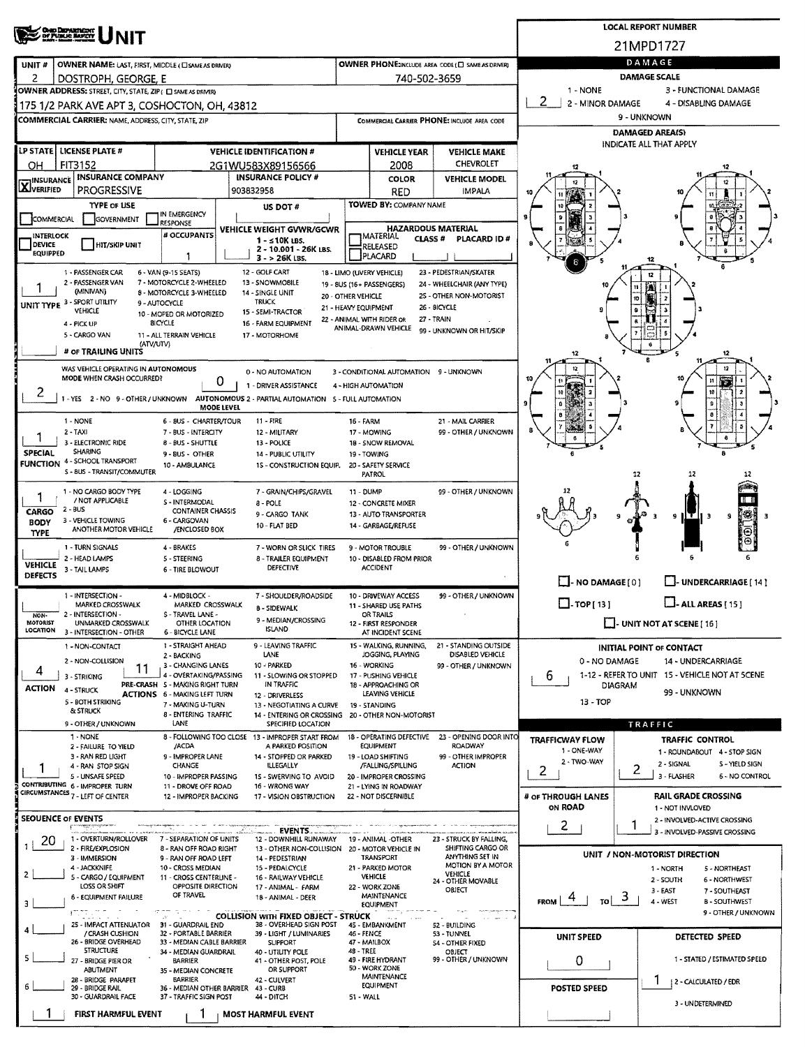# UNIT

**LOCAL REPORT NUMBER:** 21MPD1727

| UNIT # | OWNER NAME: LAST, FIRST, MIDDLE | OWNER PHONE |
|---|---|---|
| 2 | DOSTROPH, GEORGE, E | 740-502-3659 |

**OWNER ADDRESS:** 175 1/2 PARK AVE APT 3, COSHOCTON, OH, 43812

**COMMERCIAL CARRIER:**

| LP STATE | LICENSE PLATE # | VEHICLE IDENTIFICATION # | VEHICLE YEAR | VEHICLE MAKE |
|---|---|---|---|---|
| OH | FIT3152 | 2G1WU583X89156566 | 2008 | CHEVROLET |

| INSURANCE | INSURANCE COMPANY | INSURANCE POLICY # | COLOR | VEHICLE MODEL |
|---|---|---|---|---|
| X VERIFIED | PROGRESSIVE | 903832958 | RED | IMPALA |

**TYPE OF USE:** (none marked) **US DOT #:** **TOWED BY:**

**# OCCUPANTS:** 1

**VEHICLE WEIGHT GVWR/GCWR:** 1 - ≤10K LBS. 2 - 10.001 - 26K LBS. 3 - > 26K LBS.

**HAZARDOUS MATERIAL:** CLASS # PLACARD ID #

**UNIT TYPE:** 1 (PASSENGER CAR)

**# OF TRAILING UNITS:**

**WAS VEHICLE OPERATING IN AUTONOMOUS MODE WHEN CRASH OCCURRED?** 2 (NO) — **AUTONOMOUS MODE LEVEL:** 0 (NO AUTOMATION)

**SPECIAL FUNCTION:** 1 (NONE)

**CARGO BODY TYPE:** 1 (NO CARGO BODY TYPE / NOT APPLICABLE)

**VEHICLE DEFECTS:**

**NON-MOTORIST LOCATION:**

**ACTION:** 4 (STRUCK)

**PRE-CRASH ACTIONS:** 11 (SLOWING OR STOPPED IN TRAFFIC)

**CONTRIBUTING CIRCUMSTANCES:** 1 (NONE)

**SEQUENCE OF EVENTS:**
1. 20 (MOTOR VEHICLE IN TRANSPORT)

**FIRST HARMFUL EVENT:** 1 **MOST HARMFUL EVENT:** 1

## DAMAGE

**DAMAGE SCALE:** 2 (MINOR DAMAGE)

**DAMAGED AREA(S):** 6

**INITIAL POINT OF CONTACT:** 6

## TRAFFIC

**TRAFFICWAY FLOW:** 2 (TWO-WAY)

**TRAFFIC CONTROL:** 2 (SIGNAL)

**# OF THROUGH LANES ON ROAD:** 2

**RAIL GRADE CROSSING:** 1 (NOT INVOLVED)

**UNIT / NON-MOTORIST DIRECTION:** FROM 4 (WEST) TO 3 (EAST)

**UNIT SPEED:** 0

**POSTED SPEED:**

**DETECTED SPEED:** 1 (STATED / ESTIMATED SPEED)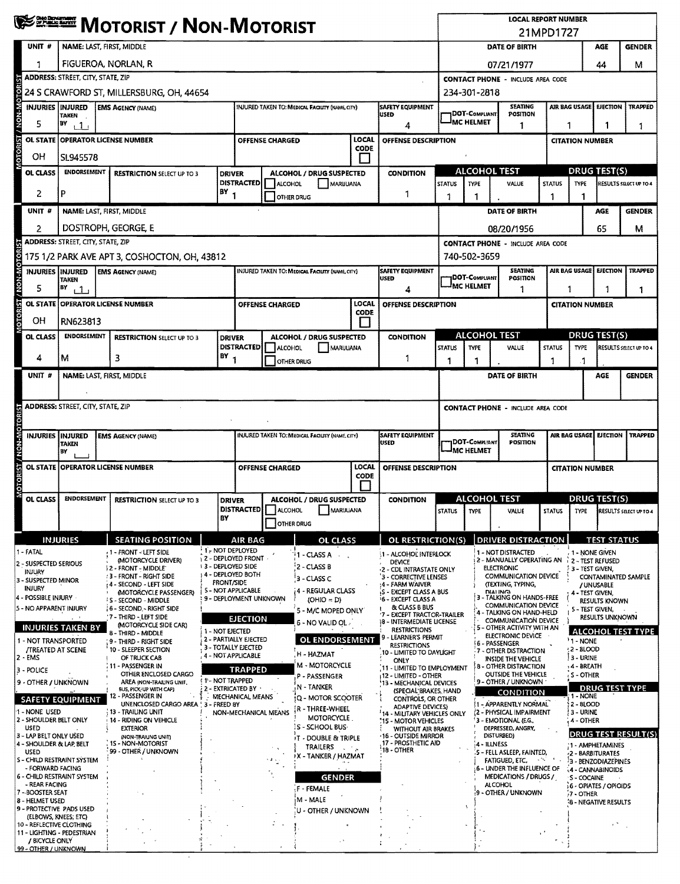# MOTORIST / NON-MOTORIST

**LOCAL REPORT NUMBER:** 21MPD1727

## Unit 1

| UNIT # | NAME: LAST, FIRST, MIDDLE | DATE OF BIRTH | AGE | GENDER |
|---|---|---|---|---|
| 1 | FIGUEROA, NORLAN, R | 07/21/1977 | 44 | M |

| ADDRESS: STREET, CITY, STATE, ZIP | CONTACT PHONE - INCLUDE AREA CODE |
|---|---|
| 24 S CRAWFORD ST, MILLERSBURG, OH, 44654 | 234-301-2818 |

| INJURIES | INJURED TAKEN BY | EMS AGENCY (NAME) | INJURED TAKEN TO: MEDICAL FACILITY (NAME, CITY) | SAFETY EQUIPMENT USED | DOT-COMPLIANT MC HELMET | SEATING POSITION | AIR BAG USAGE | EJECTION | TRAPPED |
|---|---|---|---|---|---|---|---|---|---|
| 5 | 1 | | | 4 | | 1 | 1 | 1 | 1 |

| OL STATE | OPERATOR LICENSE NUMBER | OFFENSE CHARGED | LOCAL CODE | OFFENSE DESCRIPTION | CITATION NUMBER |
|---|---|---|---|---|---|
| OH | SL945578 | | | | |

| OL CLASS | ENDORSEMENT | RESTRICTION SELECT UP TO 3 | DRIVER DISTRACTED BY | ALCOHOL / DRUG SUSPECTED | CONDITION | ALCOHOL TEST STATUS | ALCOHOL TEST TYPE | ALCOHOL TEST VALUE | DRUG TEST STATUS | DRUG TEST TYPE | DRUG TEST RESULTS SELECT UP TO 4 |
|---|---|---|---|---|---|---|---|---|---|---|---|
| 2 | P | | 1 | ☐ ALCOHOL ☐ MARIJUANA ☐ OTHER DRUG | 1 | 1 | 1 | . | 1 | 1 | |

## Unit 2

| UNIT # | NAME: LAST, FIRST, MIDDLE | DATE OF BIRTH | AGE | GENDER |
|---|---|---|---|---|
| 2 | DOSTROPH, GEORGE, E | 08/20/1956 | 65 | M |

| ADDRESS: STREET, CITY, STATE, ZIP | CONTACT PHONE - INCLUDE AREA CODE |
|---|---|
| 175 1/2 PARK AVE APT 3, COSHOCTON, OH, 43812 | 740-502-3659 |

| INJURIES | INJURED TAKEN BY | EMS AGENCY (NAME) | INJURED TAKEN TO: MEDICAL FACILITY (NAME, CITY) | SAFETY EQUIPMENT USED | DOT-COMPLIANT MC HELMET | SEATING POSITION | AIR BAG USAGE | EJECTION | TRAPPED |
|---|---|---|---|---|---|---|---|---|---|
| 5 | 1 | | | 4 | | 1 | 1 | 1 | 1 |

| OL STATE | OPERATOR LICENSE NUMBER | OFFENSE CHARGED | LOCAL CODE | OFFENSE DESCRIPTION | CITATION NUMBER |
|---|---|---|---|---|---|
| OH | RN623813 | | | | |

| OL CLASS | ENDORSEMENT | RESTRICTION SELECT UP TO 3 | DRIVER DISTRACTED BY | ALCOHOL / DRUG SUSPECTED | CONDITION | ALCOHOL TEST STATUS | ALCOHOL TEST TYPE | ALCOHOL TEST VALUE | DRUG TEST STATUS | DRUG TEST TYPE | DRUG TEST RESULTS SELECT UP TO 4 |
|---|---|---|---|---|---|---|---|---|---|---|---|
| 4 | M | 3 | 1 | ☐ ALCOHOL ☐ MARIJUANA ☐ OTHER DRUG | 1 | 1 | 1 | . | 1 | 1 | |

## Unit (blank)

| UNIT # | NAME: LAST, FIRST, MIDDLE | DATE OF BIRTH | AGE | GENDER |
|---|---|---|---|---|
| | | | | |

| ADDRESS: STREET, CITY, STATE, ZIP | CONTACT PHONE - INCLUDE AREA CODE |
|---|---|
| | |

| INJURIES | INJURED TAKEN BY | EMS AGENCY (NAME) | INJURED TAKEN TO: MEDICAL FACILITY (NAME, CITY) | SAFETY EQUIPMENT USED | DOT-COMPLIANT MC HELMET | SEATING POSITION | AIR BAG USAGE | EJECTION | TRAPPED |
|---|---|---|---|---|---|---|---|---|---|
| | | | | | | | | | |

| OL STATE | OPERATOR LICENSE NUMBER | OFFENSE CHARGED | LOCAL CODE | OFFENSE DESCRIPTION | CITATION NUMBER |
|---|---|---|---|---|---|
| | | | | | |

| OL CLASS | ENDORSEMENT | RESTRICTION SELECT UP TO 3 | DRIVER DISTRACTED BY | ALCOHOL / DRUG SUSPECTED | CONDITION | ALCOHOL TEST STATUS | ALCOHOL TEST TYPE | ALCOHOL TEST VALUE | DRUG TEST STATUS | DRUG TEST TYPE | DRUG TEST RESULTS SELECT UP TO 4 |
|---|---|---|---|---|---|---|---|---|---|---|---|
| | | | | ☐ ALCOHOL ☐ MARIJUANA ☐ OTHER DRUG | | | | . | | | |

## Codes

**INJURIES**
1 - FATAL
2 - SUSPECTED SERIOUS INJURY
3 - SUSPECTED MINOR INJURY
4 - POSSIBLE INJURY
5 - NO APPARENT INJURY

**INJURIES TAKEN BY**
1 - NOT TRANSPORTED /TREATED AT SCENE
2 - EMS
3 - POLICE
9 - OTHER / UNKNOWN

**SAFETY EQUIPMENT**
1 - NONE USED
2 - SHOULDER BELT ONLY USED
3 - LAP BELT ONLY USED
4 - SHOULDER & LAP BELT USED
5 - CHILD RESTRAINT SYSTEM - FORWARD FACING
6 - CHILD RESTRAINT SYSTEM - REAR FACING
7 - BOOSTER SEAT
8 - HELMET USED
9 - PROTECTIVE PADS USED (ELBOWS, KNEES, ETC)
10 - REFLECTIVE CLOTHING
11 - LIGHTING - PEDESTRIAN / BICYCLE ONLY
99 - OTHER / UNKNOWN

**SEATING POSITION**
1 - FRONT - LEFT SIDE (MOTORCYCLE DRIVER)
2 - FRONT - MIDDLE
3 - FRONT - RIGHT SIDE
4 - SECOND - LEFT SIDE (MOTORCYCLE PASSENGER)
5 - SECOND - MIDDLE
6 - SECOND - RIGHT SIDE
7 - THIRD - LEFT SIDE (MOTORCYCLE SIDE CAR)
8 - THIRD - MIDDLE
9 - THIRD - RIGHT SIDE
10 - SLEEPER SECTION OF TRUCK CAB
11 - PASSENGER IN OTHER ENCLOSED CARGO AREA (NON-TRAILING UNIT, BUS, PICK-UP WITH CAP)
12 - PASSENGER IN UNENCLOSED CARGO AREA
13 - TRAILING UNIT
14 - RIDING ON VEHICLE EXTERIOR (NON-TRAILING UNIT)
15 - NON-MOTORIST
99 - OTHER / UNKNOWN

**AIR BAG**
1 - NOT DEPLOYED
2 - DEPLOYED FRONT
3 - DEPLOYED SIDE
4 - DEPLOYED BOTH FRONT/SIDE
5 - NOT APPLICABLE
9 - DEPLOYMENT UNKNOWN

**EJECTION**
1 - NOT EJECTED
2 - PARTIALLY EJECTED
3 - TOTALLY EJECTED
4 - NOT APPLICABLE

**TRAPPED**
1 - NOT TRAPPED
2 - EXTRICATED BY MECHANICAL MEANS
3 - FREED BY NON-MECHANICAL MEANS

**OL CLASS**
1 - CLASS A
2 - CLASS B
3 - CLASS C
4 - REGULAR CLASS (OHIO = D)
5 - M/C MOPED ONLY
6 - NO VALID OL

**OL ENDORSEMENT**
H - HAZMAT
M - MOTORCYCLE
P - PASSENGER
N - TANKER
Q - MOTOR SCOOTER
R - THREE-WHEEL MOTORCYCLE
S - SCHOOL BUS
T - DOUBLE & TRIPLE TRAILERS
X - TANKER / HAZMAT

**GENDER**
F - FEMALE
M - MALE
U - OTHER / UNKNOWN

**OL RESTRICTION(S)**
1 - ALCOHOL INTERLOCK DEVICE
2 - CDL INTRASTATE ONLY
3 - CORRECTIVE LENSES
4 - FARM WAIVER
5 - EXCEPT CLASS A BUS
6 - EXCEPT CLASS A & CLASS B BUS
7 - EXCEPT TRACTOR-TRAILER
8 - INTERMEDIATE LICENSE RESTRICTIONS
9 - LEARNER'S PERMIT RESTRICTIONS
10 - LIMITED TO DAYLIGHT ONLY
11 - LIMITED TO EMPLOYMENT
12 - LIMITED - OTHER
13 - MECHANICAL DEVICES (SPECIAL BRAKES, HAND CONTROLS, OR OTHER ADAPTIVE DEVICES)
14 - MILITARY VEHICLES ONLY
15 - MOTOR VEHICLES WITHOUT AIR BRAKES
16 - OUTSIDE MIRROR
17 - PROSTHETIC AID
18 - OTHER

**DRIVER DISTRACTION**
1 - NOT DISTRACTED
2 - MANUALLY OPERATING AN ELECTRONIC COMMUNICATION DEVICE (TEXTING, TYPING, DIALING)
3 - TALKING ON HANDS-FREE COMMUNICATION DEVICE
4 - TALKING ON HAND-HELD COMMUNICATION DEVICE
5 - OTHER ACTIVITY WITH AN ELECTRONIC DEVICE
6 - PASSENGER
7 - OTHER DISTRACTION INSIDE THE VEHICLE
8 - OTHER DISTRACTION OUTSIDE THE VEHICLE
9 - OTHER / UNKNOWN

**CONDITION**
1 - APPARENTLY NORMAL
2 - PHYSICAL IMPAIRMENT
3 - EMOTIONAL (E.G., DEPRESSED, ANGRY, DISTURBED)
4 - ILLNESS
5 - FELL ASLEEP, FAINTED, FATIGUED, ETC.
6 - UNDER THE INFLUENCE OF MEDICATIONS / DRUGS / ALCOHOL
9 - OTHER / UNKNOWN

**TEST STATUS**
1 - NONE GIVEN
2 - TEST REFUSED
3 - TEST GIVEN, CONTAMINATED SAMPLE / UNUSABLE
4 - TEST GIVEN, RESULTS KNOWN
5 - TEST GIVEN, RESULTS UNKNOWN

**ALCOHOL TEST TYPE**
1 - NONE
2 - BLOOD
3 - URINE
4 - BREATH
5 - OTHER

**DRUG TEST TYPE**
1 - NONE
2 - BLOOD
3 - URINE
4 - OTHER

**DRUG TEST RESULT(S)**
1 - AMPHETAMINES
2 - BARBITURATES
3 - BENZODIAZEPINES
4 - CANNABINOIDS
5 - COCAINE
6 - OPIATES / OPIOIDS
7 - OTHER
8 - NEGATIVE RESULTS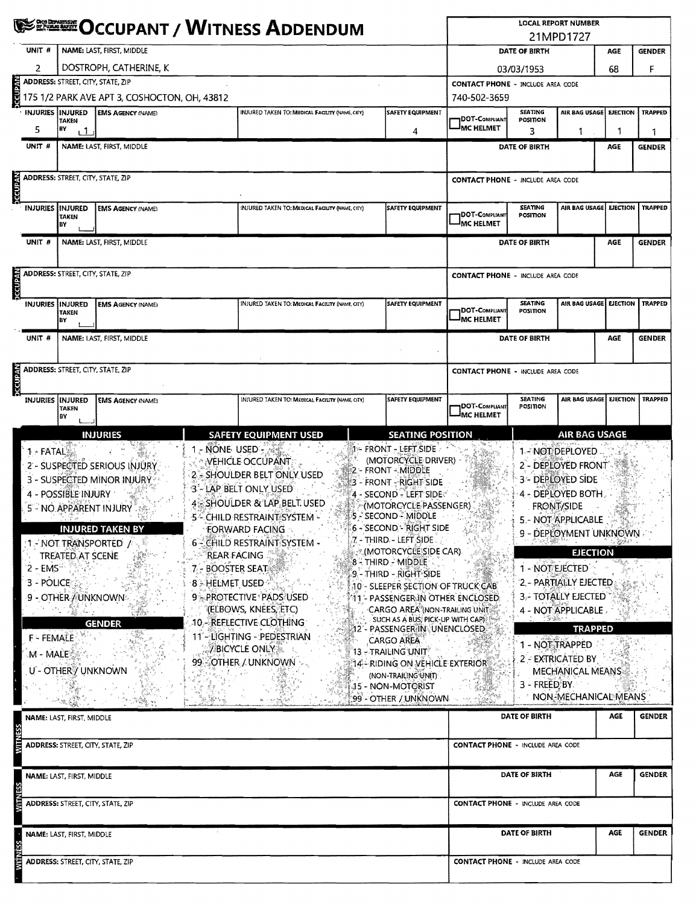# OCCUPANT / WITNESS ADDENDUM

**LOCAL REPORT NUMBER:** 21MPD1727

## OCCUPANT

| UNIT # | NAME: LAST, FIRST, MIDDLE | DATE OF BIRTH | AGE | GENDER |
|---|---|---|---|---|
| 2 | DOSTROPH, CATHERINE, K | 03/03/1953 | 68 | F |

| ADDRESS: STREET, CITY, STATE, ZIP | CONTACT PHONE - INCLUDE AREA CODE |
|---|---|
| 175 1/2 PARK AVE APT 3, COSHOCTON, OH, 43812 | 740-502-3659 |

| INJURIES | INJURED TAKEN BY | EMS AGENCY (NAME) | INJURED TAKEN TO: MEDICAL FACILITY (NAME, CITY) | SAFETY EQUIPMENT | DOT-COMPLIANT MC HELMET | SEATING POSITION | AIR BAG USAGE | EJECTION | TRAPPED |
|---|---|---|---|---|---|---|---|---|---|
| 5 | 1 | | | 4 | | 3 | 1 | 1 | 1 |

## OCCUPANT

| UNIT # | NAME: LAST, FIRST, MIDDLE | DATE OF BIRTH | AGE | GENDER |
|---|---|---|---|---|
| | | | | |

| ADDRESS: STREET, CITY, STATE, ZIP | CONTACT PHONE - INCLUDE AREA CODE |
|---|---|
| | |

| INJURIES | INJURED TAKEN BY | EMS AGENCY (NAME) | INJURED TAKEN TO: MEDICAL FACILITY (NAME, CITY) | SAFETY EQUIPMENT | DOT-COMPLIANT MC HELMET | SEATING POSITION | AIR BAG USAGE | EJECTION | TRAPPED |
|---|---|---|---|---|---|---|---|---|---|
| | | | | | | | | | |

## OCCUPANT

| UNIT # | NAME: LAST, FIRST, MIDDLE | DATE OF BIRTH | AGE | GENDER |
|---|---|---|---|---|
| | | | | |

| ADDRESS: STREET, CITY, STATE, ZIP | CONTACT PHONE - INCLUDE AREA CODE |
|---|---|
| | |

| INJURIES | INJURED TAKEN BY | EMS AGENCY (NAME) | INJURED TAKEN TO: MEDICAL FACILITY (NAME, CITY) | SAFETY EQUIPMENT | DOT-COMPLIANT MC HELMET | SEATING POSITION | AIR BAG USAGE | EJECTION | TRAPPED |
|---|---|---|---|---|---|---|---|---|---|
| | | | | | | | | | |

## OCCUPANT

| UNIT # | NAME: LAST, FIRST, MIDDLE | DATE OF BIRTH | AGE | GENDER |
|---|---|---|---|---|
| | | | | |

| ADDRESS: STREET, CITY, STATE, ZIP | CONTACT PHONE - INCLUDE AREA CODE |
|---|---|
| | |

| INJURIES | INJURED TAKEN BY | EMS AGENCY (NAME) | INJURED TAKEN TO: MEDICAL FACILITY (NAME, CITY) | SAFETY EQUIPMENT | DOT-COMPLIANT MC HELMET | SEATING POSITION | AIR BAG USAGE | EJECTION | TRAPPED |
|---|---|---|---|---|---|---|---|---|---|
| | | | | | | | | | |

## CODES

**INJURIES**
- 1 - FATAL
- 2 - SUSPECTED SERIOUS INJURY
- 3 - SUSPECTED MINOR INJURY
- 4 - POSSIBLE INJURY
- 5 - NO APPARENT INJURY

**INJURED TAKEN BY**
- 1 - NOT TRANSPORTED / TREATED AT SCENE
- 2 - EMS
- 3 - POLICE
- 9 - OTHER / UNKNOWN

**GENDER**
- F - FEMALE
- M - MALE
- U - OTHER / UNKNOWN

**SAFETY EQUIPMENT USED**
- 1 - NONE USED - VEHICLE OCCUPANT
- 2 - SHOULDER BELT ONLY USED
- 3 - LAP BELT ONLY USED
- 4 - SHOULDER & LAP BELT USED
- 5 - CHILD RESTRAINT SYSTEM - FORWARD FACING
- 6 - CHILD RESTRAINT SYSTEM - REAR FACING
- 7 - BOOSTER SEAT
- 8 - HELMET USED
- 9 - PROTECTIVE PADS USED (ELBOWS, KNEES, ETC)
- 10 - REFLECTIVE CLOTHING
- 11 - LIGHTING - PEDESTRIAN / BICYCLE ONLY
- 99 - OTHER / UNKNOWN

**SEATING POSITION**
- 1 - FRONT - LEFT SIDE (MOTORCYCLE DRIVER)
- 2 - FRONT - MIDDLE
- 3 - FRONT - RIGHT SIDE
- 4 - SECOND - LEFT SIDE (MOTORCYCLE PASSENGER)
- 5 - SECOND - MIDDLE
- 6 - SECOND - RIGHT SIDE
- 7 - THIRD - LEFT SIDE (MOTORCYCLE SIDE CAR)
- 8 - THIRD - MIDDLE
- 9 - THIRD - RIGHT SIDE
- 10 - SLEEPER SECTION OF TRUCK CAB
- 11 - PASSENGER IN OTHER ENCLOSED CARGO AREA (NON-TRAILING UNIT SUCH AS A BUS, PICK-UP WITH CAP)
- 12 - PASSENGER IN UNENCLOSED CARGO AREA
- 13 - TRAILING UNIT
- 14 - RIDING ON VEHICLE EXTERIOR (NON-TRAILING UNIT)
- 15 - NON-MOTORIST
- 99 - OTHER / UNKNOWN

**AIR BAG USAGE**
- 1 - NOT DEPLOYED
- 2 - DEPLOYED FRONT
- 3 - DEPLOYED SIDE
- 4 - DEPLOYED BOTH FRONT/SIDE
- 5 - NOT APPLICABLE
- 9 - DEPLOYMENT UNKNOWN

**EJECTION**
- 1 - NOT EJECTED
- 2 - PARTIALLY EJECTED
- 3 - TOTALLY EJECTED
- 4 - NOT APPLICABLE

**TRAPPED**
- 1 - NOT TRAPPED
- 2 - EXTRICATED BY MECHANICAL MEANS
- 3 - FREED BY NON-MECHANICAL MEANS

## WITNESS

| NAME: LAST, FIRST, MIDDLE | DATE OF BIRTH | AGE | GENDER |
|---|---|---|---|
| | | | |

| ADDRESS: STREET, CITY, STATE, ZIP | CONTACT PHONE - INCLUDE AREA CODE |
|---|---|
| | |

## WITNESS

| NAME: LAST, FIRST, MIDDLE | DATE OF BIRTH | AGE | GENDER |
|---|---|---|---|
| | | | |

| ADDRESS: STREET, CITY, STATE, ZIP | CONTACT PHONE - INCLUDE AREA CODE |
|---|---|
| | |

## WITNESS

| NAME: LAST, FIRST, MIDDLE | DATE OF BIRTH | AGE | GENDER |
|---|---|---|---|
| | | | |

| ADDRESS: STREET, CITY, STATE, ZIP | CONTACT PHONE - INCLUDE AREA CODE |
|---|---|
| | |